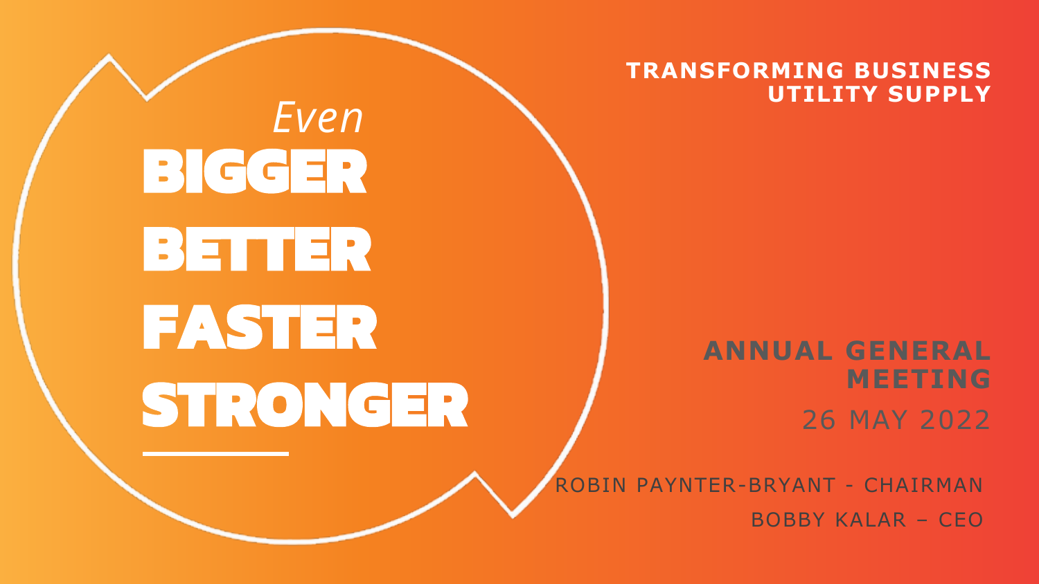*Even*

# BIGGER BETTER FASTER STRONGER

**TRANSFORMING BUSINESS UTILITY SUPPLY**

## ANNUAL GENERAL MEETING

26 MAY 2022

ROBIN PAYNTER-BRYANT - CHAIRMAN

BOBBY KALAR – CEO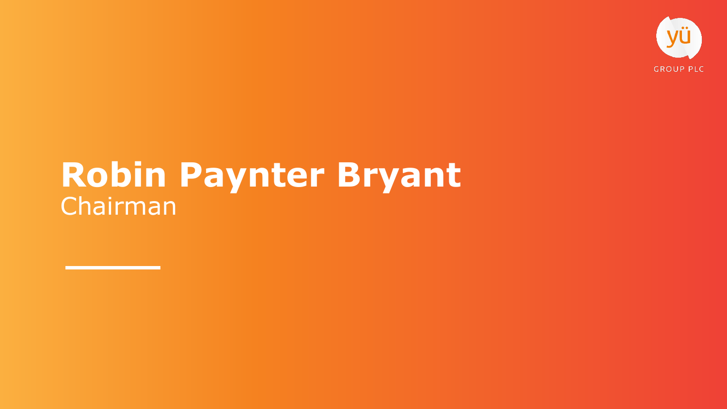# Robin Paynter Bryant

Chairman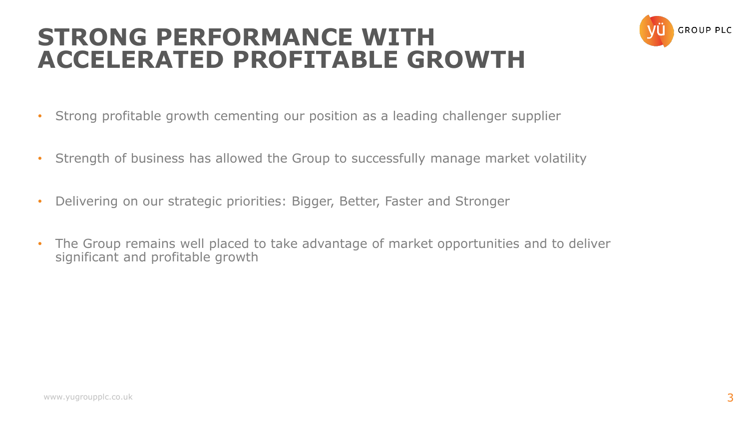# STRONG PERFORMANCE WITH ACCELERATED PROFITABLE GROWTH

- Strong profitable growth cementing our position as a leading challenger supplier
- Strength of business has allowed the Group to successfully manage market volatility
- Delivering on our strategic priorities: Bigger, Better, Faster and Stronger
- The Group remains well placed to take advantage of market opportunities and to deliver significant and profitable growth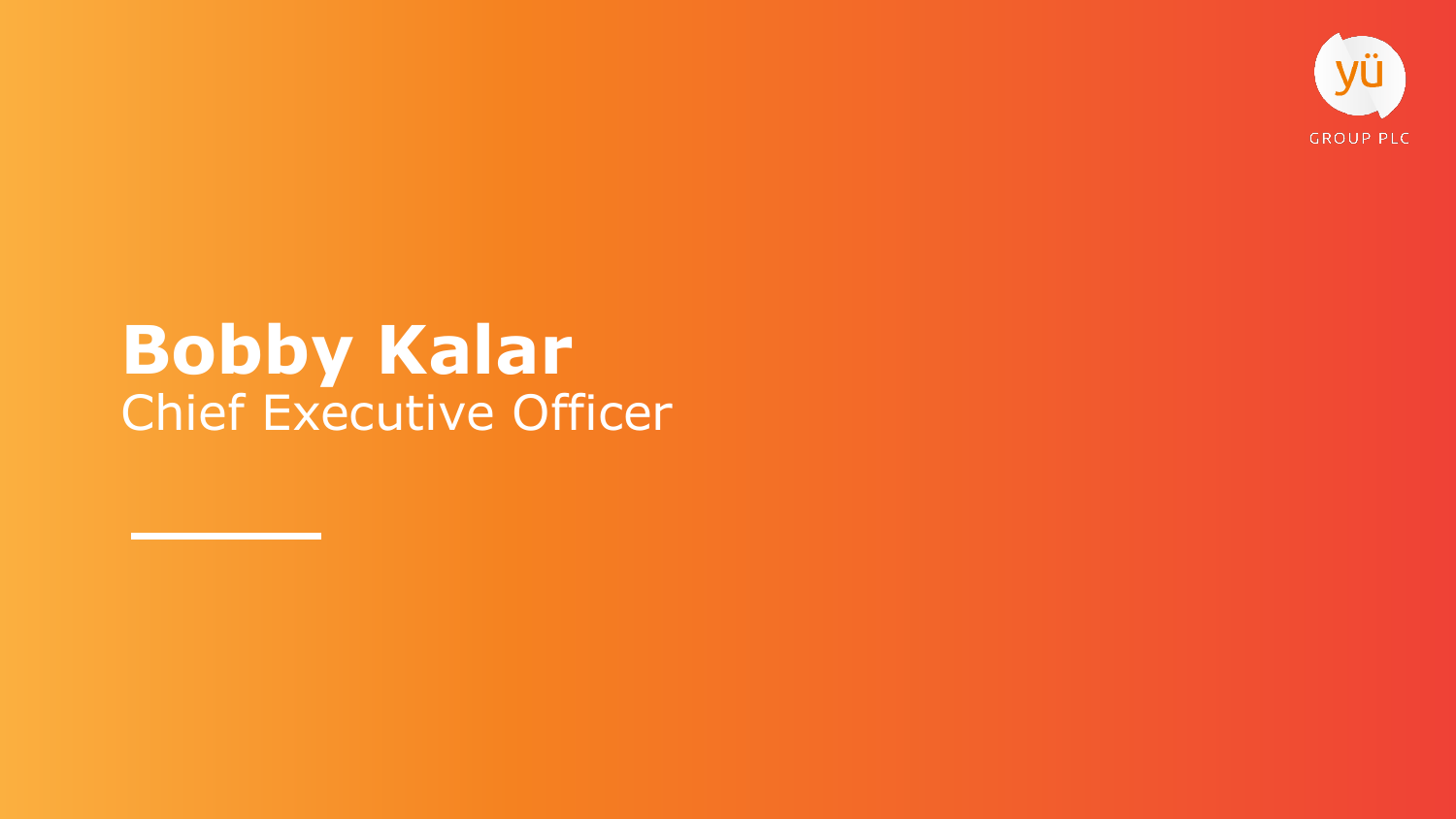# Bobby Kalar

Chief Executive Officer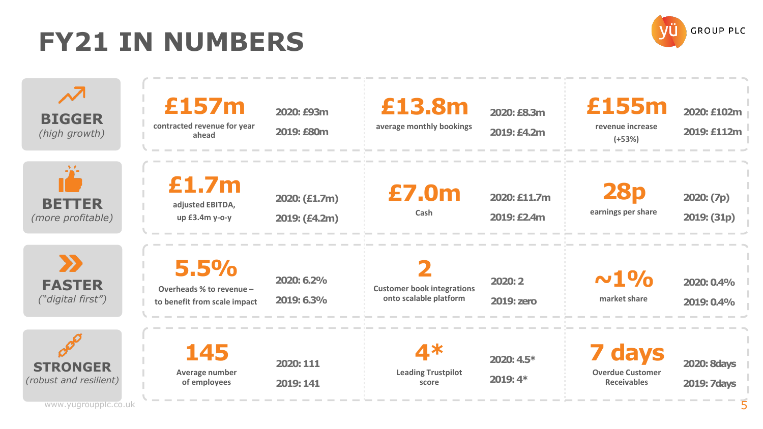# FY21 IN NUMBERS

## BIGGER
*(high growth)*

| Metric | FY21 | 2020 | 2019 |
|---|---|---|---|
| contracted revenue for year ahead | **£157m** | £93m | £80m |
| average monthly bookings | **£13.8m** | £8.3m | £4.2m |
| revenue increase (+53%) | **£155m** | £102m | £112m |

## BETTER
*(more profitable)*

| Metric | FY21 | 2020 | 2019 |
|---|---|---|---|
| adjusted EBITDA, up £3.4m y-o-y | **£1.7m** | (£1.7m) | (£4.2m) |
| Cash | **£7.0m** | £11.7m | £2.4m |
| earnings per share | **28p** | (7p) | (31p) |

## FASTER
*("digital first")*

| Metric | FY21 | 2020 | 2019 |
|---|---|---|---|
| Overheads % to revenue – to benefit from scale impact | **5.5%** | 6.2% | 6.3% |
| Customer book integrations onto scalable platform | **2** | 2 | zero |
| market share | **~1%** | 0.4% | 0.4% |

## STRONGER
*(robust and resilient)*

| Metric | FY21 | 2020 | 2019 |
|---|---|---|---|
| Average number of employees | **145** | 111 | 141 |
| Leading Trustpilot score | **4*** | 4.5* | 4* |
| Overdue Customer Receivables | **7 days** | 8days | 7days |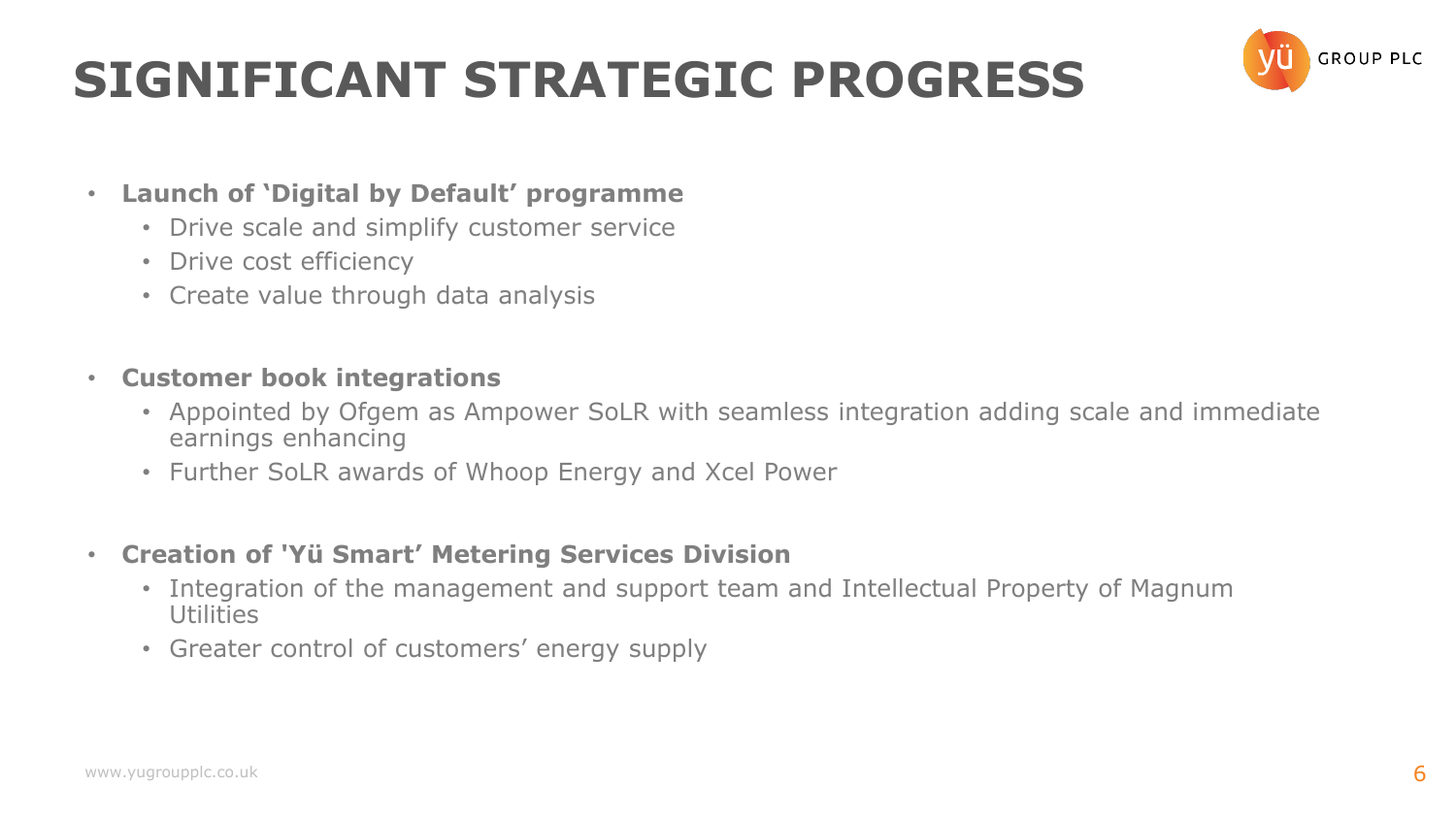# SIGNIFICANT STRATEGIC PROGRESS

- **Launch of 'Digital by Default' programme**
  - Drive scale and simplify customer service
  - Drive cost efficiency
  - Create value through data analysis

- **Customer book integrations**
  - Appointed by Ofgem as Ampower SoLR with seamless integration adding scale and immediate earnings enhancing
  - Further SoLR awards of Whoop Energy and Xcel Power

- **Creation of 'Yü Smart' Metering Services Division**
  - Integration of the management and support team and Intellectual Property of Magnum Utilities
  - Greater control of customers' energy supply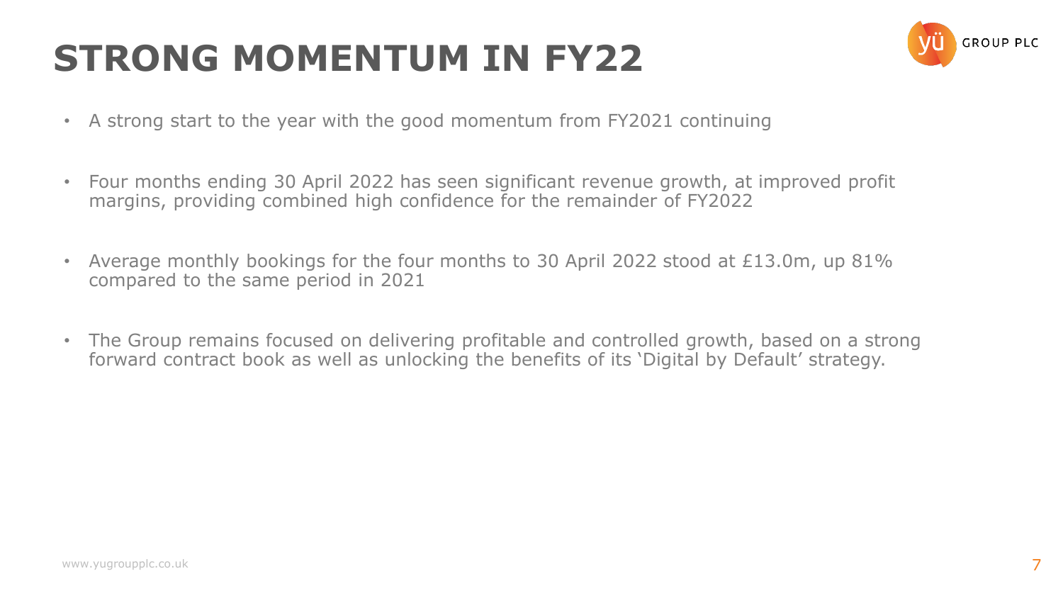# STRONG MOMENTUM IN FY22

- A strong start to the year with the good momentum from FY2021 continuing
- Four months ending 30 April 2022 has seen significant revenue growth, at improved profit margins, providing combined high confidence for the remainder of FY2022
- Average monthly bookings for the four months to 30 April 2022 stood at £13.0m, up 81% compared to the same period in 2021
- The Group remains focused on delivering profitable and controlled growth, based on a strong forward contract book as well as unlocking the benefits of its 'Digital by Default' strategy.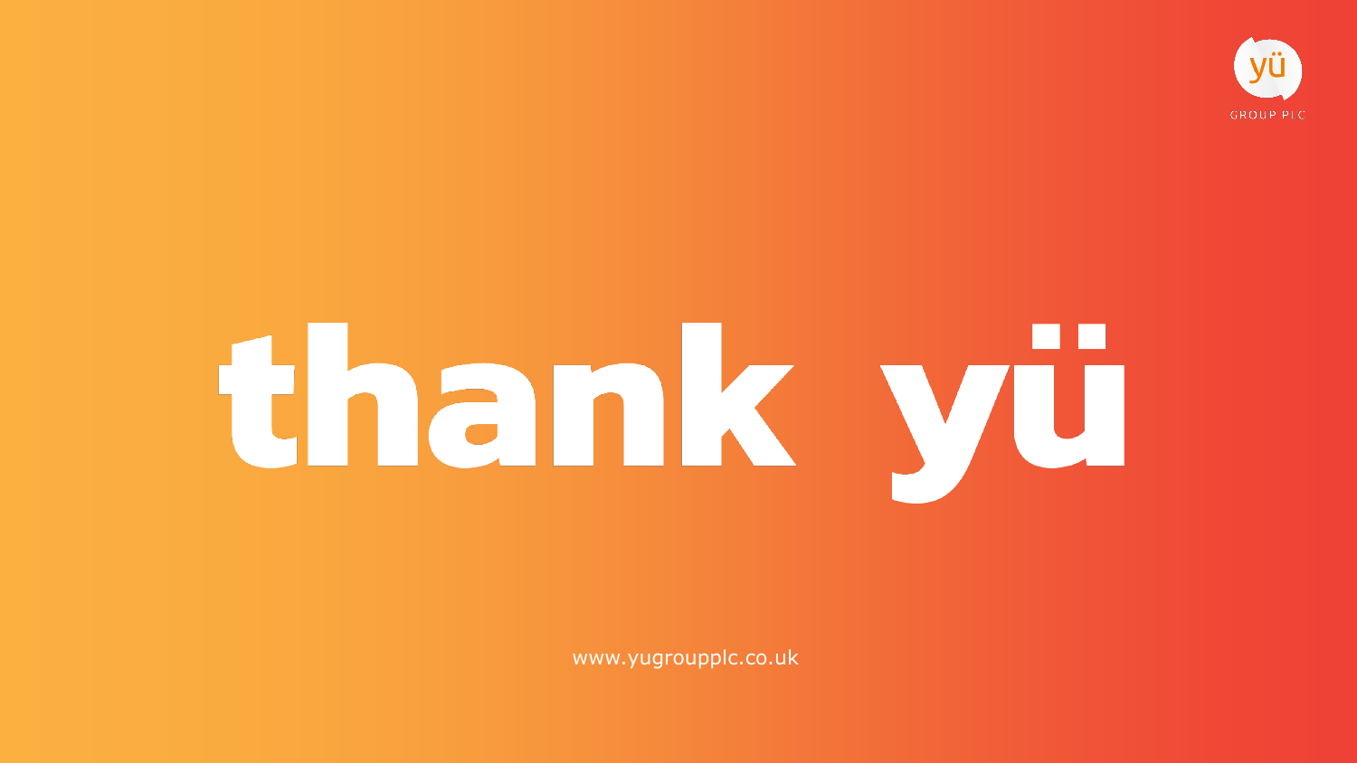yü

GROUP PLC

# thank yü

www.yugroupplc.co.uk